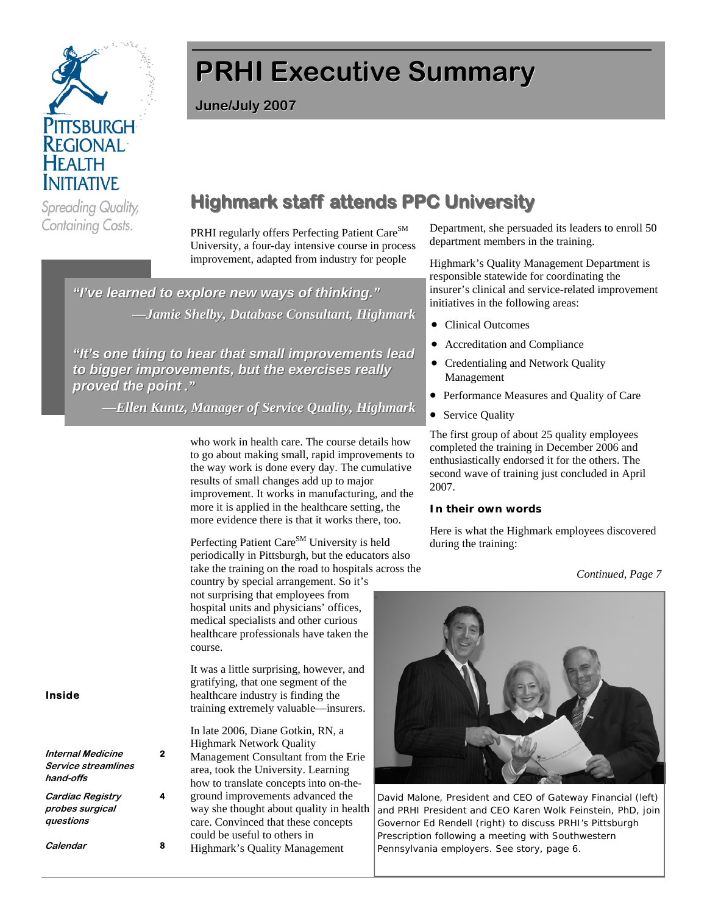Pittsburgh Regional Health Initiative

*Spreading Quality, Containing Costs.*

# PRHI Executive Summary

**June/July 2007**

## Highmark staff attends PPC University

> ***"I've learned to explore new ways of thinking."***
> *—Jamie Shelby, Database Consultant, Highmark*
>
> ***"It's one thing to hear that small improvements lead to bigger improvements, but the exercises really proved the point ."***
> *—Ellen Kuntz, Manager of Service Quality, Highmark*

PRHI regularly offers Perfecting Patient Care[SM] University, a four-day intensive course in process improvement, adapted from industry for people who work in health care. The course details how to go about making small, rapid improvements to the way work is done every day. The cumulative results of small changes add up to major improvement. It works in manufacturing, and the more it is applied in the healthcare setting, the more evidence there is that it works there, too.

Perfecting Patient Care[SM] University is held periodically in Pittsburgh, but the educators also take the training on the road to hospitals across the country by special arrangement. So it's not surprising that employees from hospital units and physicians' offices, medical specialists and other curious healthcare professionals have taken the course.

It was a little surprising, however, and gratifying, that one segment of the healthcare industry is finding the training extremely valuable—insurers.

In late 2006, Diane Gotkin, RN, a Highmark Network Quality Management Consultant from the Erie area, took the University. Learning how to translate concepts into on-the-ground improvements advanced the way she thought about quality in health care. Convinced that these concepts could be useful to others in Highmark's Quality Management Department, she persuaded its leaders to enroll 50 department members in the training.

Highmark's Quality Management Department is responsible statewide for coordinating the insurer's clinical and service-related improvement initiatives in the following areas:

- Clinical Outcomes
- Accreditation and Compliance
- Credentialing and Network Quality Management
- Performance Measures and Quality of Care
- Service Quality

The first group of about 25 quality employees completed the training in December 2006 and enthusiastically endorsed it for the others. The second wave of training just concluded in April 2007.

**In their own words**

Here is what the Highmark employees discovered during the training:

*Continued, Page 7*

David Malone, President and CEO of Gateway Financial (left) and PRHI President and CEO Karen Wolk Feinstein, PhD, join Governor Ed Rendell (right) to discuss PRHI's Pittsburgh Prescription following a meeting with Southwestern Pennsylvania employers. See story, page 6.

**Inside**

| | |
|---|---|
| *Internal Medicine Service streamlines hand-offs* | 2 |
| *Cardiac Registry probes surgical questions* | 4 |
| *Calendar* | 8 |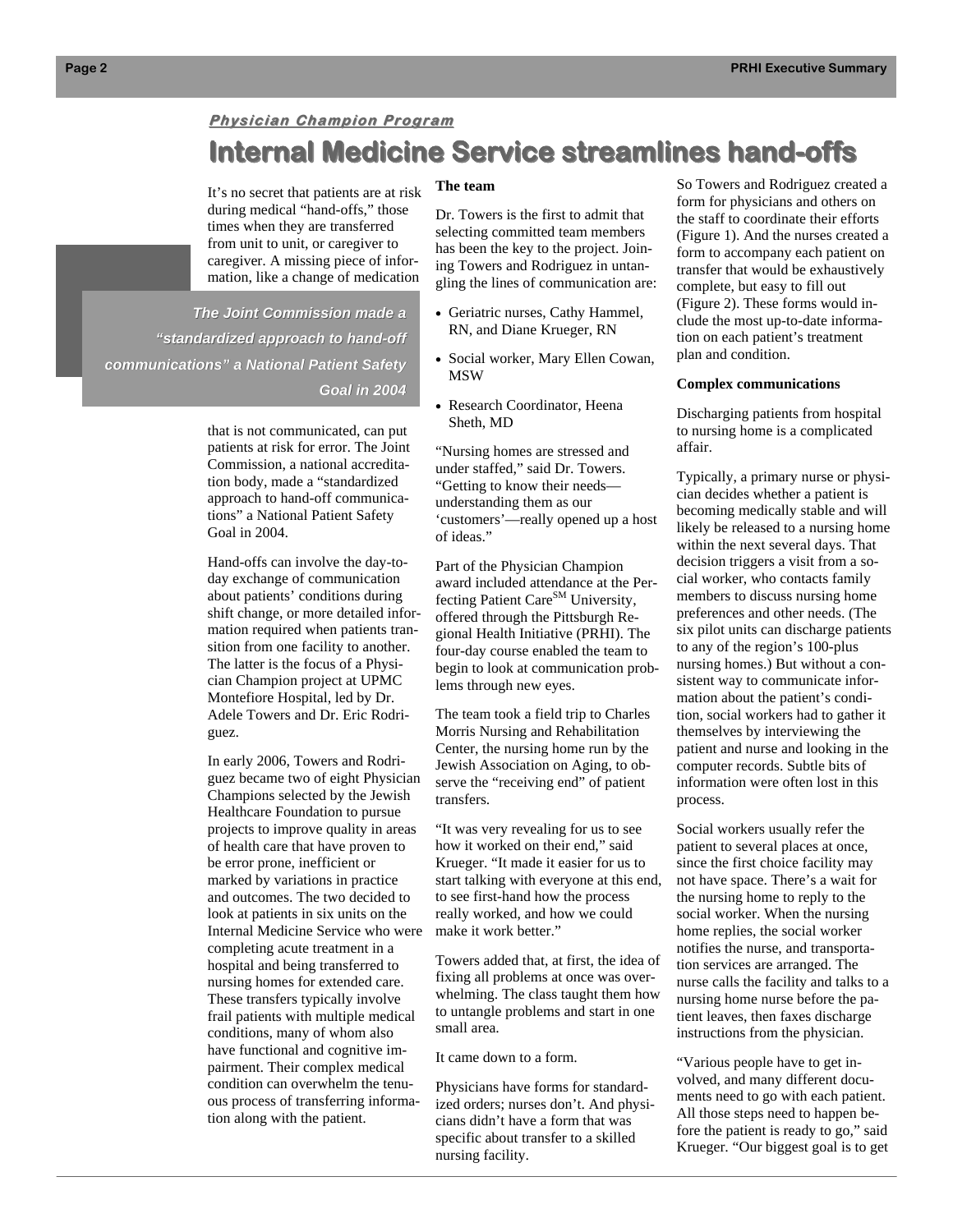*Physician Champion Program*

# Internal Medicine Service streamlines hand-offs

It's no secret that patients are at risk during medical "hand-offs," those times when they are transferred from unit to unit, or caregiver to caregiver. A missing piece of information, like a change of medication that is not communicated, can put patients at risk for error. The Joint Commission, a national accreditation body, made a "standardized approach to hand-off communications" a National Patient Safety Goal in 2004.

> *The Joint Commission made a "standardized approach to hand-off communications" a National Patient Safety Goal in 2004*

Hand-offs can involve the day-to-day exchange of communication about patients' conditions during shift change, or more detailed information required when patients transition from one facility to another. The latter is the focus of a Physician Champion project at UPMC Montefiore Hospital, led by Dr. Adele Towers and Dr. Eric Rodriguez.

In early 2006, Towers and Rodriguez became two of eight Physician Champions selected by the Jewish Healthcare Foundation to pursue projects to improve quality in areas of health care that have proven to be error prone, inefficient or marked by variations in practice and outcomes. The two decided to look at patients in six units on the Internal Medicine Service who were completing acute treatment in a hospital and being transferred to nursing homes for extended care. These transfers typically involve frail patients with multiple medical conditions, many of whom also have functional and cognitive impairment. Their complex medical condition can overwhelm the tenuous process of transferring information along with the patient.

**The team**

Dr. Towers is the first to admit that selecting committed team members has been the key to the project. Joining Towers and Rodriguez in untangling the lines of communication are:

- Geriatric nurses, Cathy Hammel, RN, and Diane Krueger, RN
- Social worker, Mary Ellen Cowan, MSW
- Research Coordinator, Heena Sheth, MD

"Nursing homes are stressed and under staffed," said Dr. Towers. "Getting to know their needs—understanding them as our 'customers'—really opened up a host of ideas."

Part of the Physician Champion award included attendance at the Perfecting Patient Care[SM] University, offered through the Pittsburgh Regional Health Initiative (PRHI). The four-day course enabled the team to begin to look at communication problems through new eyes.

The team took a field trip to Charles Morris Nursing and Rehabilitation Center, the nursing home run by the Jewish Association on Aging, to observe the "receiving end" of patient transfers.

"It was very revealing for us to see how it worked on their end," said Krueger. "It made it easier for us to start talking with everyone at this end, to see first-hand how the process really worked, and how we could make it work better."

Towers added that, at first, the idea of fixing all problems at once was overwhelming. The class taught them how to untangle problems and start in one small area.

It came down to a form.

Physicians have forms for standardized orders; nurses don't. And physicians didn't have a form that was specific about transfer to a skilled nursing facility.

So Towers and Rodriguez created a form for physicians and others on the staff to coordinate their efforts (Figure 1). And the nurses created a form to accompany each patient on transfer that would be exhaustively complete, but easy to fill out (Figure 2). These forms would include the most up-to-date information on each patient's treatment plan and condition.

**Complex communications**

Discharging patients from hospital to nursing home is a complicated affair.

Typically, a primary nurse or physician decides whether a patient is becoming medically stable and will likely be released to a nursing home within the next several days. That decision triggers a visit from a social worker, who contacts family members to discuss nursing home preferences and other needs. (The six pilot units can discharge patients to any of the region's 100-plus nursing homes.) But without a consistent way to communicate information about the patient's condition, social workers had to gather it themselves by interviewing the patient and nurse and looking in the computer records. Subtle bits of information were often lost in this process.

Social workers usually refer the patient to several places at once, since the first choice facility may not have space. There's a wait for the nursing home to reply to the social worker. When the nursing home replies, the social worker notifies the nurse, and transportation services are arranged. The nurse calls the facility and talks to a nursing home nurse before the patient leaves, then faxes discharge instructions from the physician.

"Various people have to get involved, and many different documents need to go with each patient. All those steps need to happen before the patient is ready to go," said Krueger. "Our biggest goal is to get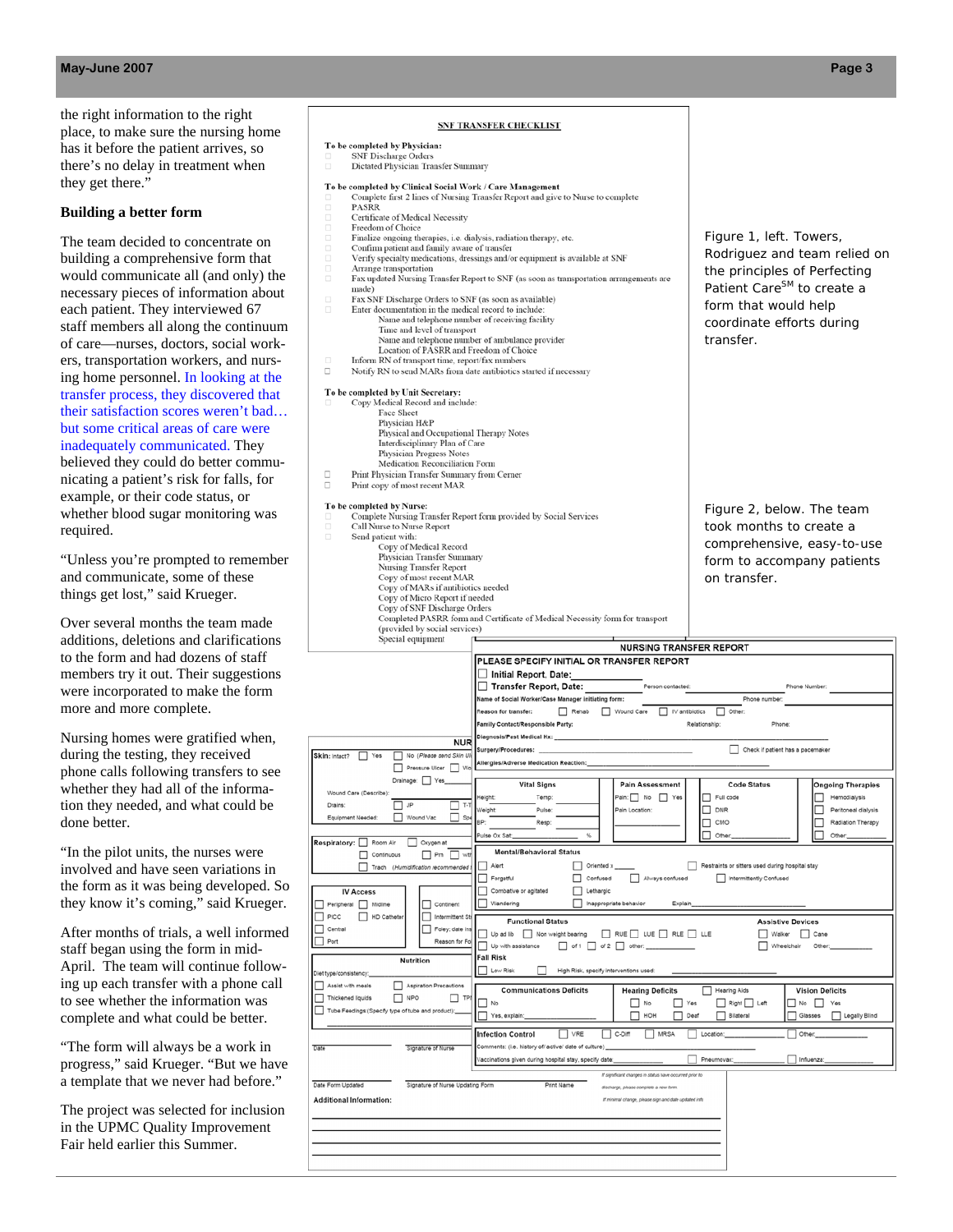the right information to the right place, to make sure the nursing home has it before the patient arrives, so there's no delay in treatment when they get there."

## Building a better form

The team decided to concentrate on building a comprehensive form that would communicate all (and only) the necessary pieces of information about each patient. They interviewed 67 staff members all along the continuum of care—nurses, doctors, social workers, transportation workers, and nursing home personnel. In looking at the transfer process, they discovered that their satisfaction scores weren't bad… but some critical areas of care were inadequately communicated. They believed they could do better communicating a patient's risk for falls, for example, or their code status, or whether blood sugar monitoring was required.

"Unless you're prompted to remember and communicate, some of these things get lost," said Krueger.

Over several months the team made additions, deletions and clarifications to the form and had dozens of staff members try it out. Their suggestions were incorporated to make the form more and more complete.

Nursing homes were gratified when, during the testing, they received phone calls following transfers to see whether they had all of the information they needed, and what could be done better.

"In the pilot units, the nurses were involved and have seen variations in the form as it was being developed. So they know it's coming," said Krueger.

After months of trials, a well informed staff began using the form in mid-April. The team will continue following up each transfer with a phone call to see whether the information was complete and what could be better.

"The form will always be a work in progress," said Krueger. "But we have a template that we never had before."

The project was selected for inclusion in the UPMC Quality Improvement Fair held earlier this Summer.

**SNF TRANSFER CHECKLIST**

**To be completed by Physician:**
- ☐ SNF Discharge Orders
- ☐ Dictated Physician Transfer Summary

**To be completed by Clinical Social Work / Care Management**
- ☐ Complete first 2 lines of Nursing Transfer Report and give to Nurse to complete
- ☐ PASRR
- ☐ Certificate of Medical Necessity
- ☐ Freedom of Choice
- ☐ Finalize ongoing therapies, i.e. dialysis, radiation therapy, etc.
- ☐ Confirm patient and family aware of transfer
- ☐ Verify specialty medications, dressings and/or equipment is available at SNF
- ☐ Arrange transportation
- ☐ Fax updated Nursing Transfer Report to SNF (as soon as transportation arrangements are made)
- ☐ Fax SNF Discharge Orders to SNF (as soon as available)
- ☐ Enter documentation in the medical record to include:
  - Name and telephone number of receiving facility
  - Time and level of transport
  - Name and telephone number of ambulance provider
  - Location of PASRR and Freedom of Choice
- ☐ Inform RN of transport time, report/fax numbers
- ☐ Notify RN to send MARs from date antibiotics started if necessary

**To be completed by Unit Secretary:**
- ☐ Copy Medical Record and include:
  - Face Sheet
  - Physician H&P
  - Physical and Occupational Therapy Notes
  - Interdisciplinary Plan of Care
  - Physician Progress Notes
  - Medication Reconciliation Form
- ☐ Print Physician Transfer Summary from Cerner
- ☐ Print copy of most recent MAR

**To be completed by Nurse:**
- ☐ Complete Nursing Transfer Report form provided by Social Services
- ☐ Call Nurse to Nurse Report
- ☐ Send patient with:
  - Copy of Medical Record
  - Physician Transfer Summary
  - Nursing Transfer Report
  - Copy of most recent MAR
  - Copy of MARs if antibiotics needed
  - Copy of Micro Report if needed
  - Copy of SNF Discharge Orders
  - Completed PASRR form and Certificate of Medical Necessity form for transport (provided by social services)
  - Special equipment

Figure 1, left. Towers, Rodriguez and team relied on the principles of Perfecting Patient Care[SM] to create a form that would help coordinate efforts during transfer.

**NURSING TRANSFER REPORT**

PLEASE SPECIFY INITIAL OR TRANSFER REPORT
- ☐ Initial Report, Date:
- ☐ Transfer Report, Date: Person contacted: Phone Number:

Name of Social Worker/Case Manager initiating form: Phone number:

Reason for transfer: ☐ Rehab ☐ Wound Care ☐ IV antibiotics ☐ Other:

Family Contact/Responsible Party: Relationship: Phone:

Diagnosis/Past Medical Hx:

Surgery/Procedures: ☐ Check if patient has a pacemaker

Allergies/Adverse Medication Reaction:

| Vital Signs | Pain Assessment | Code Status | Ongoing Therapies |
|---|---|---|---|
| Height: Temp: | Pain: ☐ No ☐ Yes | ☐ Full code | ☐ Hemodialysis |
| Weight: Pulse: | Pain Location: | ☐ DNR | ☐ Peritoneal dialysis |
| BP: Resp: | | ☐ CMO | ☐ Radiation Therapy |
| Pulse Ox Sat: % | | ☐ Other: | ☐ Other: |

**Mental/Behavioral Status**
☐ Alert ☐ Oriented x ___ ☐ Restraints or sitters used during hospital stay
☐ Forgetful ☐ Confused ☐ Always confused ☐ Intermittently Confused
☐ Combative or agitated ☐ Lethargic
☐ Wandering ☐ Inappropriate behavior Explain

**Functional Status** / **Assistive Devices**
☐ Up ad lib ☐ Non weight bearing ☐ RUE ☐ LUE ☐ RLE ☐ LLE — ☐ Walker ☐ Cane
☐ Up with assistance ☐ of 1 ☐ of 2 ☐ other: — ☐ Wheelchair Other:

**Fall Risk**
☐ Low Risk ☐ High Risk, specify interventions used:

| Communications Deficits | Hearing Deficits | | Vision Deficits |
|---|---|---|---|
| ☐ No | ☐ No ☐ Yes | ☐ Hearing Aids ☐ Right ☐ Left | ☐ No ☐ Yes |
| ☐ Yes, explain: | ☐ HOH ☐ Deaf | ☐ Bilateral | ☐ Glasses ☐ Legally Blind |

Infection Control ☐ VRE ☐ C-Diff ☐ MRSA ☐ Location: ☐ Other:
Comments: (i.e. history of/active/ date of culture)
Vaccinations given during hospital stay, specify date ☐ Pneumovax: ☐ Influenza:

Skin: intact? ☐ Yes ☐ No (Please send Skin ...) ☐ Pressure Ulcer ☐ Wo...
Drainage: ☐ Yes
Wound Care (Describe):
Drains: ☐ JP ☐ T-T...
Equipment Needed: ☐ Wound Vac ☐ Sp...

Respiratory: ☐ Room Air ☐ Oxygen at ☐ Continuous ☐ Prn ☐ with ☐ Trach (Humidification recommended ...)

IV Access: ☐ Peripheral ☐ Midline ☐ PICC ☐ HD Catheter ☐ Central ☐ Port — ☐ Continent ☐ Intermittent St... ☐ Foley; date ins... Reason for Fo...

Nutrition: Diet type/consistency: ☐ Assist with meals ☐ Aspiration Precautions ☐ Thickened liquids ☐ NPO ☐ TP... ☐ Tube Feedings (Specify type of tube and product):

Date — Signature of Nurse

Date Form Updated — Signature of Nurse Updating Form — Print Name — If significant changes in status have occurred prior to discharge, please complete a new form. If minimal change, please sign and date updated info

Additional Information:

Figure 2, below. The team took months to create a comprehensive, easy-to-use form to accompany patients on transfer.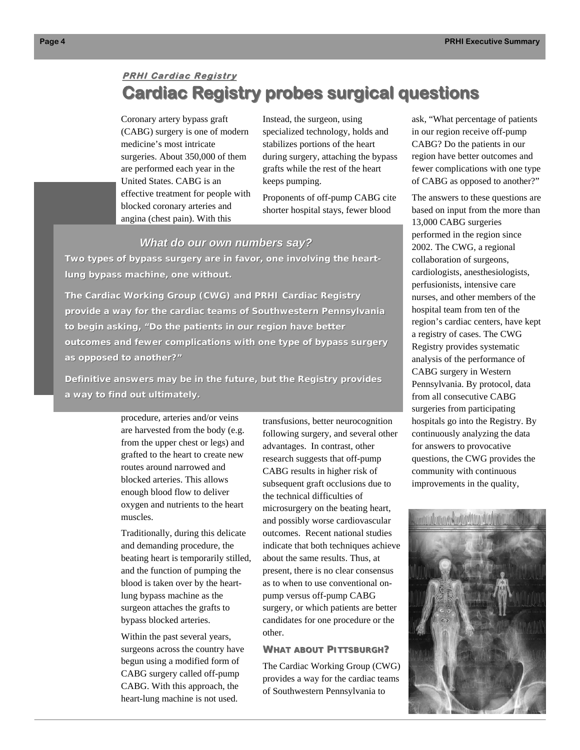*PRHI Cardiac Registry*

# Cardiac Registry probes surgical questions

Coronary artery bypass graft (CABG) surgery is one of modern medicine's most intricate surgeries. About 350,000 of them are performed each year in the United States. CABG is an effective treatment for people with blocked coronary arteries and angina (chest pain). With this procedure, arteries and/or veins are harvested from the body (e.g. from the upper chest or legs) and grafted to the heart to create new routes around narrowed and blocked arteries. This allows enough blood flow to deliver oxygen and nutrients to the heart muscles.

Traditionally, during this delicate and demanding procedure, the beating heart is temporarily stilled, and the function of pumping the blood is taken over by the heart-lung bypass machine as the surgeon attaches the grafts to bypass blocked arteries.

Within the past several years, surgeons across the country have begun using a modified form of CABG surgery called off-pump CABG. With this approach, the heart-lung machine is not used. Instead, the surgeon, using specialized technology, holds and stabilizes portions of the heart during surgery, attaching the bypass grafts while the rest of the heart keeps pumping.

Proponents of off-pump CABG cite shorter hospital stays, fewer blood transfusions, better neurocognition following surgery, and several other advantages. In contrast, other research suggests that off-pump CABG results in higher risk of subsequent graft occlusions due to the technical difficulties of microsurgery on the beating heart, and possibly worse cardiovascular outcomes. Recent national studies indicate that both techniques achieve about the same results. Thus, at present, there is no clear consensus as to when to use conventional on-pump versus off-pump CABG surgery, or which patients are better candidates for one procedure or the other.

> ***What do our own numbers say?***
>
> **Two types of bypass surgery are in favor, one involving the heart-lung bypass machine, one without.**
>
> **The Cardiac Working Group (CWG) and PRHI Cardiac Registry provide a way for the cardiac teams of Southwestern Pennsylvania to begin asking, "Do the patients in our region have better outcomes and fewer complications with one type of bypass surgery as opposed to another?"**
>
> **Definitive answers may be in the future, but the Registry provides a way to find out ultimately.**

### What about Pittsburgh?

The Cardiac Working Group (CWG) provides a way for the cardiac teams of Southwestern Pennsylvania to ask, "What percentage of patients in our region receive off-pump CABG? Do the patients in our region have better outcomes and fewer complications with one type of CABG as opposed to another?"

The answers to these questions are based on input from the more than 13,000 CABG surgeries performed in the region since 2002. The CWG, a regional collaboration of surgeons, cardiologists, anesthesiologists, perfusionists, intensive care nurses, and other members of the hospital team from ten of the region's cardiac centers, have kept a registry of cases. The CWG Registry provides systematic analysis of the performance of CABG surgery in Western Pennsylvania. By protocol, data from all consecutive CABG surgeries from participating hospitals go into the Registry. By continuously analyzing the data for answers to provocative questions, the CWG provides the community with continuous improvements in the quality,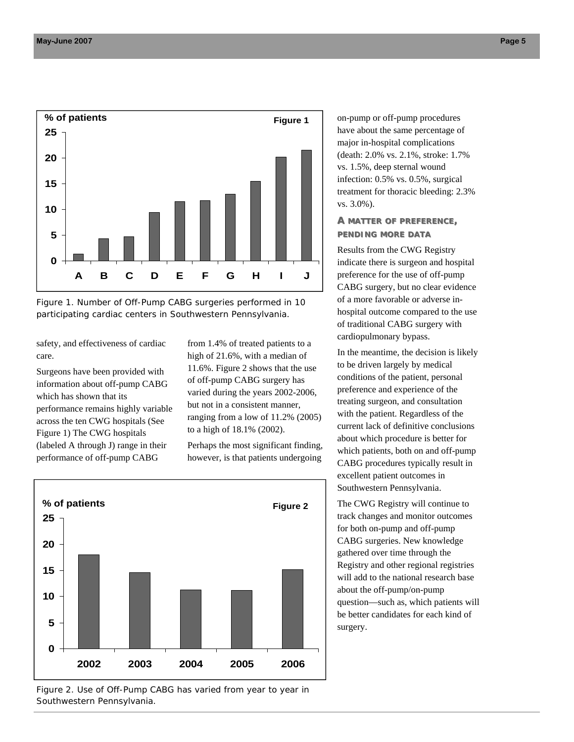Figure 1. Number of Off-Pump CABG surgeries performed in 10 participating cardiac centers in Southwestern Pennsylvania.

safety, and effectiveness of cardiac care.

Surgeons have been provided with information about off-pump CABG which has shown that its performance remains highly variable across the ten CWG hospitals (See Figure 1) The CWG hospitals (labeled A through J) range in their performance of off-pump CABG from 1.4% of treated patients to a high of 21.6%, with a median of 11.6%. Figure 2 shows that the use of off-pump CABG surgery has varied during the years 2002-2006, but not in a consistent manner, ranging from a low of 11.2% (2005) to a high of 18.1% (2002).

Perhaps the most significant finding, however, is that patients undergoing on-pump or off-pump procedures have about the same percentage of major in-hospital complications (death: 2.0% vs. 2.1%, stroke: 1.7% vs. 1.5%, deep sternal wound infection: 0.5% vs. 0.5%, surgical treatment for thoracic bleeding: 2.3% vs. 3.0%).

Figure 2. Use of Off-Pump CABG has varied from year to year in Southwestern Pennsylvania.

## A matter of preference, pending more data

Results from the CWG Registry indicate there is surgeon and hospital preference for the use of off-pump CABG surgery, but no clear evidence of a more favorable or adverse in-hospital outcome compared to the use of traditional CABG surgery with cardiopulmonary bypass.

In the meantime, the decision is likely to be driven largely by medical conditions of the patient, personal preference and experience of the treating surgeon, and consultation with the patient. Regardless of the current lack of definitive conclusions about which procedure is better for which patients, both on and off-pump CABG procedures typically result in excellent patient outcomes in Southwestern Pennsylvania.

The CWG Registry will continue to track changes and monitor outcomes for both on-pump and off-pump CABG surgeries. New knowledge gathered over time through the Registry and other regional registries will add to the national research base about the off-pump/on-pump question—such as, which patients will be better candidates for each kind of surgery.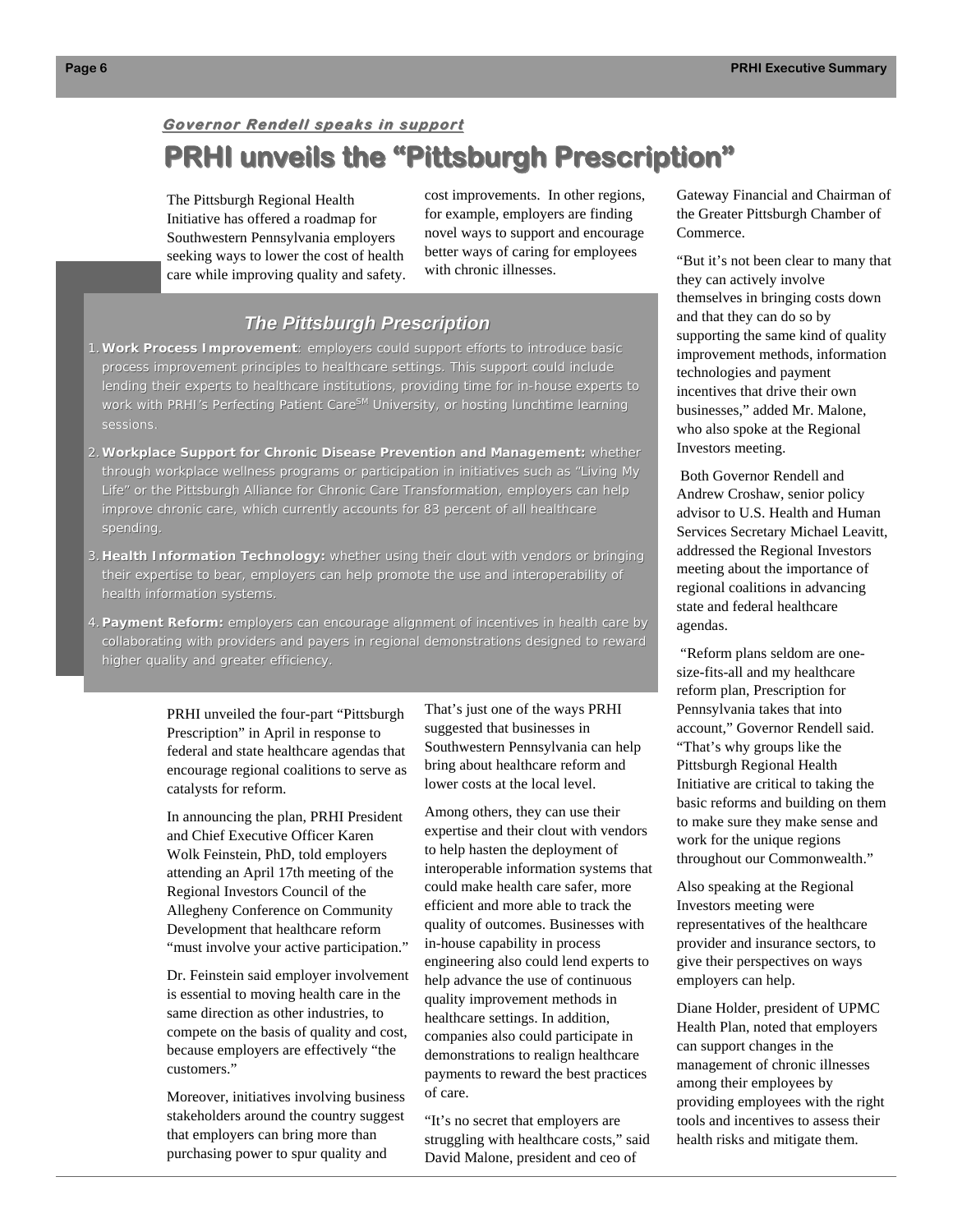*Governor Rendell speaks in support*

# PRHI unveils the "Pittsburgh Prescription"

The Pittsburgh Regional Health Initiative has offered a roadmap for Southwestern Pennsylvania employers seeking ways to lower the cost of health care while improving quality and safety.

## The Pittsburgh Prescription

1. **Work Process Improvement**: employers could support efforts to introduce basic process improvement principles to healthcare settings. This support could include lending their experts to healthcare institutions, providing time for in-house experts to work with PRHI's Perfecting Patient Care[SM] University, or hosting lunchtime learning sessions.
2. **Workplace Support for Chronic Disease Prevention and Management:** whether through workplace wellness programs or participation in initiatives such as "Living My Life" or the Pittsburgh Alliance for Chronic Care Transformation, employers can help improve chronic care, which currently accounts for 83 percent of all healthcare spending.
3. **Health Information Technology:** whether using their clout with vendors or bringing their expertise to bear, employers can help promote the use and interoperability of health information systems.
4. **Payment Reform:** employers can encourage alignment of incentives in health care by collaborating with providers and payers in regional demonstrations designed to reward higher quality and greater efficiency.

PRHI unveiled the four-part "Pittsburgh Prescription" in April in response to federal and state healthcare agendas that encourage regional coalitions to serve as catalysts for reform.

In announcing the plan, PRHI President and Chief Executive Officer Karen Wolk Feinstein, PhD, told employers attending an April 17th meeting of the Regional Investors Council of the Allegheny Conference on Community Development that healthcare reform "must involve your active participation."

Dr. Feinstein said employer involvement is essential to moving health care in the same direction as other industries, to compete on the basis of quality and cost, because employers are effectively "the customers."

Moreover, initiatives involving business stakeholders around the country suggest that employers can bring more than purchasing power to spur quality and cost improvements. In other regions, for example, employers are finding novel ways to support and encourage better ways of caring for employees with chronic illnesses.

That's just one of the ways PRHI suggested that businesses in Southwestern Pennsylvania can help bring about healthcare reform and lower costs at the local level.

Among others, they can use their expertise and their clout with vendors to help hasten the deployment of interoperable information systems that could make health care safer, more efficient and more able to track the quality of outcomes. Businesses with in-house capability in process engineering also could lend experts to help advance the use of continuous quality improvement methods in healthcare settings. In addition, companies also could participate in demonstrations to realign healthcare payments to reward the best practices of care.

"It's no secret that employers are struggling with healthcare costs," said David Malone, president and ceo of Gateway Financial and Chairman of the Greater Pittsburgh Chamber of Commerce.

"But it's not been clear to many that they can actively involve themselves in bringing costs down and that they can do so by supporting the same kind of quality improvement methods, information technologies and payment incentives that drive their own businesses," added Mr. Malone, who also spoke at the Regional Investors meeting.

Both Governor Rendell and Andrew Croshaw, senior policy advisor to U.S. Health and Human Services Secretary Michael Leavitt, addressed the Regional Investors meeting about the importance of regional coalitions in advancing state and federal healthcare agendas.

"Reform plans seldom are one-size-fits-all and my healthcare reform plan, Prescription for Pennsylvania takes that into account," Governor Rendell said. "That's why groups like the Pittsburgh Regional Health Initiative are critical to taking the basic reforms and building on them to make sure they make sense and work for the unique regions throughout our Commonwealth."

Also speaking at the Regional Investors meeting were representatives of the healthcare provider and insurance sectors, to give their perspectives on ways employers can help.

Diane Holder, president of UPMC Health Plan, noted that employers can support changes in the management of chronic illnesses among their employees by providing employees with the right tools and incentives to assess their health risks and mitigate them.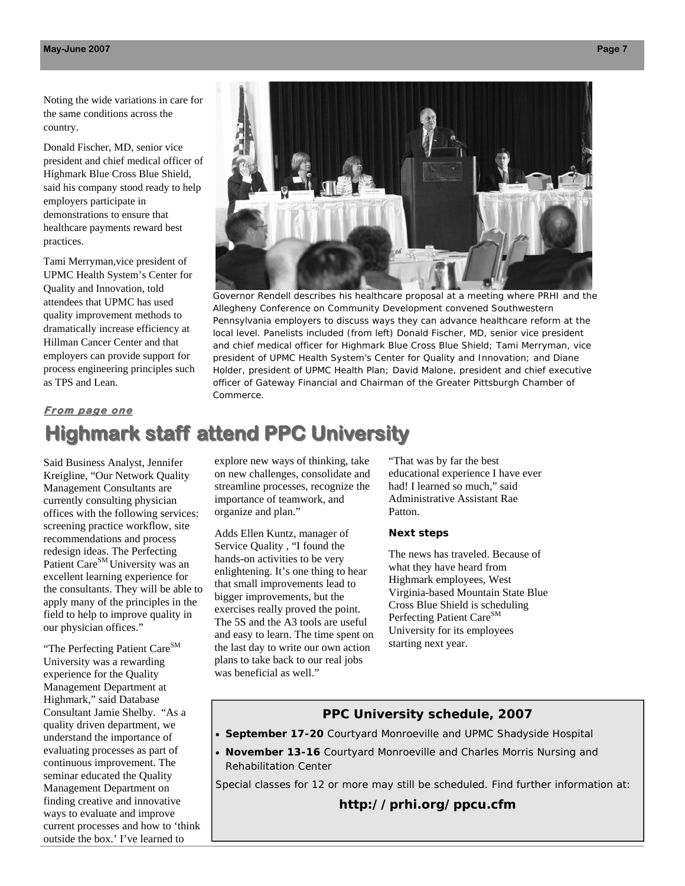Noting the wide variations in care for the same conditions across the country.

Donald Fischer, MD, senior vice president and chief medical officer of Highmark Blue Cross Blue Shield, said his company stood ready to help employers participate in demonstrations to ensure that healthcare payments reward best practices.

Tami Merryman,vice president of UPMC Health System's Center for Quality and Innovation, told attendees that UPMC has used quality improvement methods to dramatically increase efficiency at Hillman Cancer Center and that employers can provide support for process engineering principles such as TPS and Lean.

Governor Rendell describes his healthcare proposal at a meeting where PRHI and the Allegheny Conference on Community Development convened Southwestern Pennsylvania employers to discuss ways they can advance healthcare reform at the local level. Panelists included (from left) Donald Fischer, MD, senior vice president and chief medical officer for Highmark Blue Cross Blue Shield; Tami Merryman, vice president of UPMC Health System's Center for Quality and Innovation; and Diane Holder, president of UPMC Health Plan; David Malone, president and chief executive officer of Gateway Financial and Chairman of the Greater Pittsburgh Chamber of Commerce.

***From page one***

# Highmark staff attend PPC University

Said Business Analyst, Jennifer Kreigline, "Our Network Quality Management Consultants are currently consulting physician offices with the following services: screening practice workflow, site recommendations and process redesign ideas. The Perfecting Patient Care^SM University was an excellent learning experience for the consultants. They will be able to apply many of the principles in the field to help to improve quality in our physician offices."

"The Perfecting Patient Care^SM University was a rewarding experience for the Quality Management Department at Highmark," said Database Consultant Jamie Shelby. "As a quality driven department, we understand the importance of evaluating processes as part of continuous improvement. The seminar educated the Quality Management Department on finding creative and innovative ways to evaluate and improve current processes and how to 'think outside the box.' I've learned to explore new ways of thinking, take on new challenges, consolidate and streamline processes, recognize the importance of teamwork, and organize and plan."

Adds Ellen Kuntz, manager of Service Quality , "I found the hands-on activities to be very enlightening. It's one thing to hear that small improvements lead to bigger improvements, but the exercises really proved the point. The 5S and the A3 tools are useful and easy to learn. The time spent on the last day to write our own action plans to take back to our real jobs was beneficial as well."

"That was by far the best educational experience I have ever had! I learned so much," said Administrative Assistant Rae Patton.

**Next steps**

The news has traveled. Because of what they have heard from Highmark employees, West Virginia-based Mountain State Blue Cross Blue Shield is scheduling Perfecting Patient Care^SM University for its employees starting next year.

### PPC University schedule, 2007

- **September 17-20** Courtyard Monroeville and UPMC Shadyside Hospital
- **November 13-16** Courtyard Monroeville and Charles Morris Nursing and Rehabilitation Center

Special classes for 12 or more may still be scheduled. Find further information at:

**http://prhi.org/ppcu.cfm**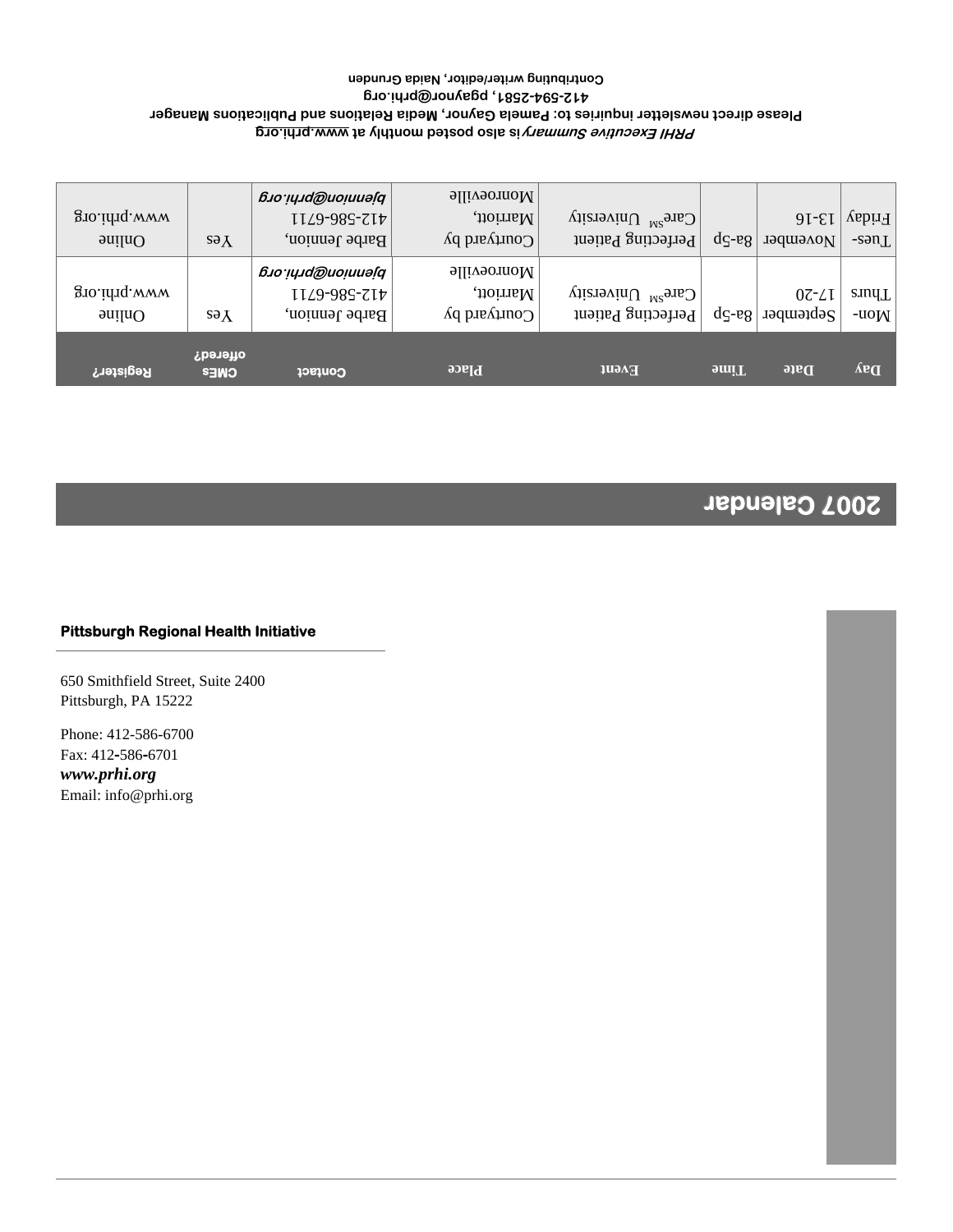Pittsburgh Regional Health Initiative

650 Smithfield Street, Suite 2400
Pittsburgh, PA 15222

Phone: 412-586-6700
Fax: 412-586-6701
***www.prhi.org***
Email: info@prhi.org

## 2007 Calendar

| Day | Date | Time | Event | Place | Contact | CMEs offered? | Register? |
|---|---|---|---|---|---|---|---|
| Mon-Thurs | September 17-20 | 8a-5p | Perfecting Patient Care SM University | Courtyard by Marriott, Monroeville | Barbe Jennion, 412-586-6711 *bjennion@prhi.org* | Yes | Online www.prhi.org |
| Tues-Friday | November 13-16 | 8a-5p | Perfecting Patient Care SM University | Courtyard by Marriott, Monroeville | Barbe Jennion, 412-586-6711 *bjennion@prhi.org* | Yes | Online www.prhi.org |

***PRHI Executive Summary*** **is also posted monthly at www.prhi.org**

**Please direct newsletter inquiries to: Pamela Gaynor, Media Relations and Publications Manager**

**412-594-2581, pgaynor@prhi.org**

**Contributing writer/editor, Naida Grunden**